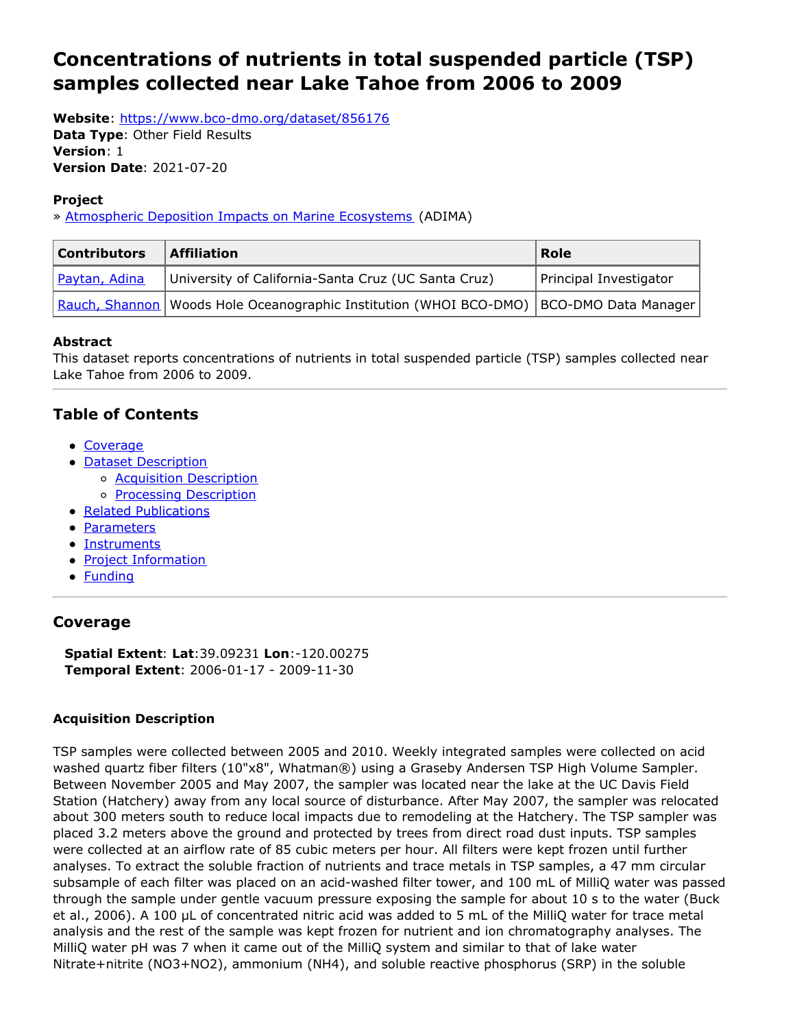# Concentrations of nutrients in total suspended particle (TSP) samples collected near Lake Tahoe from 2006 to 2009

**Website**: https://www.bco-dmo.org/dataset/856176
**Data Type**: Other Field Results
**Version**: 1
**Version Date**: 2021-07-20

### Project

» Atmospheric Deposition Impacts on Marine Ecosystems (ADIMA)

| Contributors | Affiliation | Role |
| --- | --- | --- |
| Paytan, Adina | University of California-Santa Cruz (UC Santa Cruz) | Principal Investigator |
| Rauch, Shannon | Woods Hole Oceanographic Institution (WHOI BCO-DMO) | BCO-DMO Data Manager |

### Abstract

This dataset reports concentrations of nutrients in total suspended particle (TSP) samples collected near Lake Tahoe from 2006 to 2009.

## Table of Contents

- Coverage
- Dataset Description
  - Acquisition Description
  - Processing Description
- Related Publications
- Parameters
- Instruments
- Project Information
- Funding

## Coverage

**Spatial Extent**: **Lat**:39.09231 **Lon**:-120.00275
**Temporal Extent**: 2006-01-17 - 2009-11-30

### Acquisition Description

TSP samples were collected between 2005 and 2010. Weekly integrated samples were collected on acid washed quartz fiber filters (10"x8", Whatman®) using a Graseby Andersen TSP High Volume Sampler. Between November 2005 and May 2007, the sampler was located near the lake at the UC Davis Field Station (Hatchery) away from any local source of disturbance. After May 2007, the sampler was relocated about 300 meters south to reduce local impacts due to remodeling at the Hatchery. The TSP sampler was placed 3.2 meters above the ground and protected by trees from direct road dust inputs. TSP samples were collected at an airflow rate of 85 cubic meters per hour. All filters were kept frozen until further analyses. To extract the soluble fraction of nutrients and trace metals in TSP samples, a 47 mm circular subsample of each filter was placed on an acid-washed filter tower, and 100 mL of MilliQ water was passed through the sample under gentle vacuum pressure exposing the sample for about 10 s to the water (Buck et al., 2006). A 100 µL of concentrated nitric acid was added to 5 mL of the MilliQ water for trace metal analysis and the rest of the sample was kept frozen for nutrient and ion chromatography analyses. The MilliQ water pH was 7 when it came out of the MilliQ system and similar to that of lake water Nitrate+nitrite ($NO_3$+$NO_2$), ammonium ($NH_4$), and soluble reactive phosphorus (SRP) in the soluble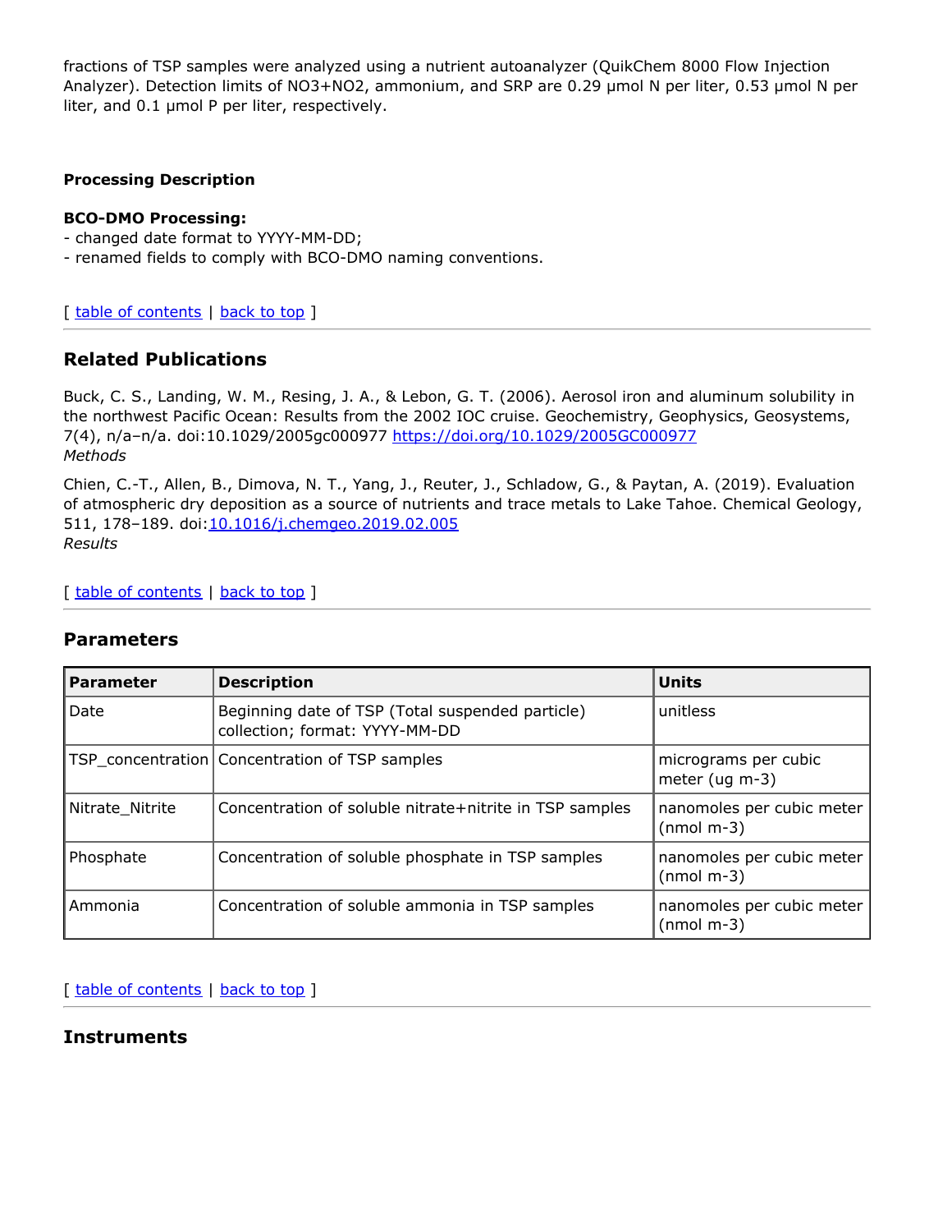fractions of TSP samples were analyzed using a nutrient autoanalyzer (QuikChem 8000 Flow Injection Analyzer). Detection limits of NO3+NO2, ammonium, and SRP are 0.29 μmol N per liter, 0.53 μmol N per liter, and 0.1 μmol P per liter, respectively.

#### Processing Description

**BCO-DMO Processing:**
- changed date format to YYYY-MM-DD;
- renamed fields to comply with BCO-DMO naming conventions.

[ table of contents | back to top ]

## Related Publications

Buck, C. S., Landing, W. M., Resing, J. A., & Lebon, G. T. (2006). Aerosol iron and aluminum solubility in the northwest Pacific Ocean: Results from the 2002 IOC cruise. Geochemistry, Geophysics, Geosystems, 7(4), n/a–n/a. doi:10.1029/2005gc000977 https://doi.org/10.1029/2005GC000977
*Methods*

Chien, C.-T., Allen, B., Dimova, N. T., Yang, J., Reuter, J., Schladow, G., & Paytan, A. (2019). Evaluation of atmospheric dry deposition as a source of nutrients and trace metals to Lake Tahoe. Chemical Geology, 511, 178–189. doi:10.1016/j.chemgeo.2019.02.005
*Results*

[ table of contents | back to top ]

## Parameters

| Parameter | Description | Units |
|---|---|---|
| Date | Beginning date of TSP (Total suspended particle) collection; format: YYYY-MM-DD | unitless |
| TSP_concentration | Concentration of TSP samples | micrograms per cubic meter (ug m-3) |
| Nitrate_Nitrite | Concentration of soluble nitrate+nitrite in TSP samples | nanomoles per cubic meter (nmol m-3) |
| Phosphate | Concentration of soluble phosphate in TSP samples | nanomoles per cubic meter (nmol m-3) |
| Ammonia | Concentration of soluble ammonia in TSP samples | nanomoles per cubic meter (nmol m-3) |

[ table of contents | back to top ]

## Instruments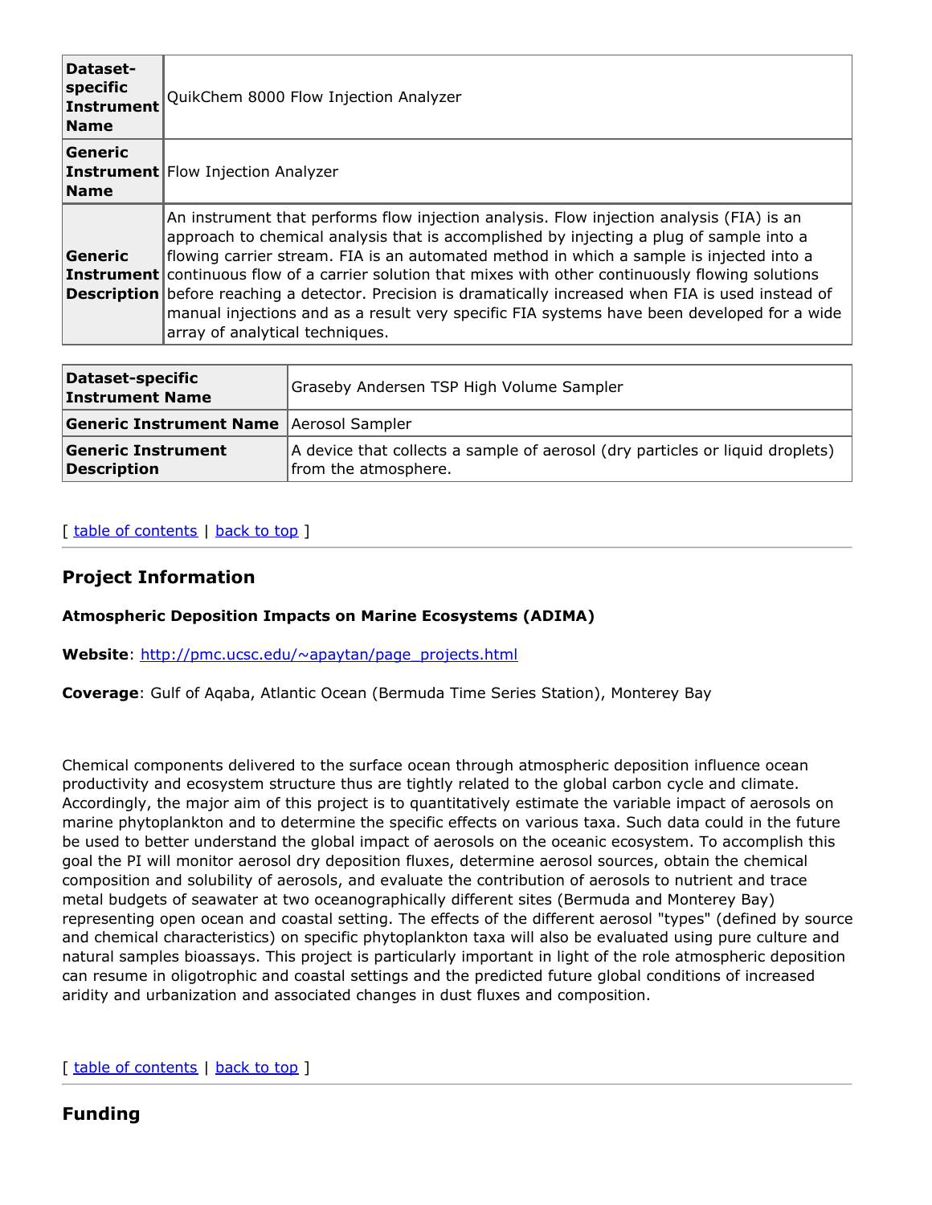| | |
|---|---|
| **Dataset-specific Instrument Name** | QuikChem 8000 Flow Injection Analyzer |
| **Generic Instrument Name** | Flow Injection Analyzer |
| **Generic Instrument Description** | An instrument that performs flow injection analysis. Flow injection analysis (FIA) is an approach to chemical analysis that is accomplished by injecting a plug of sample into a flowing carrier stream. FIA is an automated method in which a sample is injected into a continuous flow of a carrier solution that mixes with other continuously flowing solutions before reaching a detector. Precision is dramatically increased when FIA is used instead of manual injections and as a result very specific FIA systems have been developed for a wide array of analytical techniques. |

| | |
|---|---|
| **Dataset-specific Instrument Name** | Graseby Andersen TSP High Volume Sampler |
| **Generic Instrument Name** | Aerosol Sampler |
| **Generic Instrument Description** | A device that collects a sample of aerosol (dry particles or liquid droplets) from the atmosphere. |

[ table of contents | back to top ]

## Project Information

**Atmospheric Deposition Impacts on Marine Ecosystems (ADIMA)**

**Website**: http://pmc.ucsc.edu/~apaytan/page_projects.html

**Coverage**: Gulf of Aqaba, Atlantic Ocean (Bermuda Time Series Station), Monterey Bay

Chemical components delivered to the surface ocean through atmospheric deposition influence ocean productivity and ecosystem structure thus are tightly related to the global carbon cycle and climate. Accordingly, the major aim of this project is to quantitatively estimate the variable impact of aerosols on marine phytoplankton and to determine the specific effects on various taxa. Such data could in the future be used to better understand the global impact of aerosols on the oceanic ecosystem. To accomplish this goal the PI will monitor aerosol dry deposition fluxes, determine aerosol sources, obtain the chemical composition and solubility of aerosols, and evaluate the contribution of aerosols to nutrient and trace metal budgets of seawater at two oceanographically different sites (Bermuda and Monterey Bay) representing open ocean and coastal setting. The effects of the different aerosol "types" (defined by source and chemical characteristics) on specific phytoplankton taxa will also be evaluated using pure culture and natural samples bioassays. This project is particularly important in light of the role atmospheric deposition can resume in oligotrophic and coastal settings and the predicted future global conditions of increased aridity and urbanization and associated changes in dust fluxes and composition.

[ table of contents | back to top ]

## Funding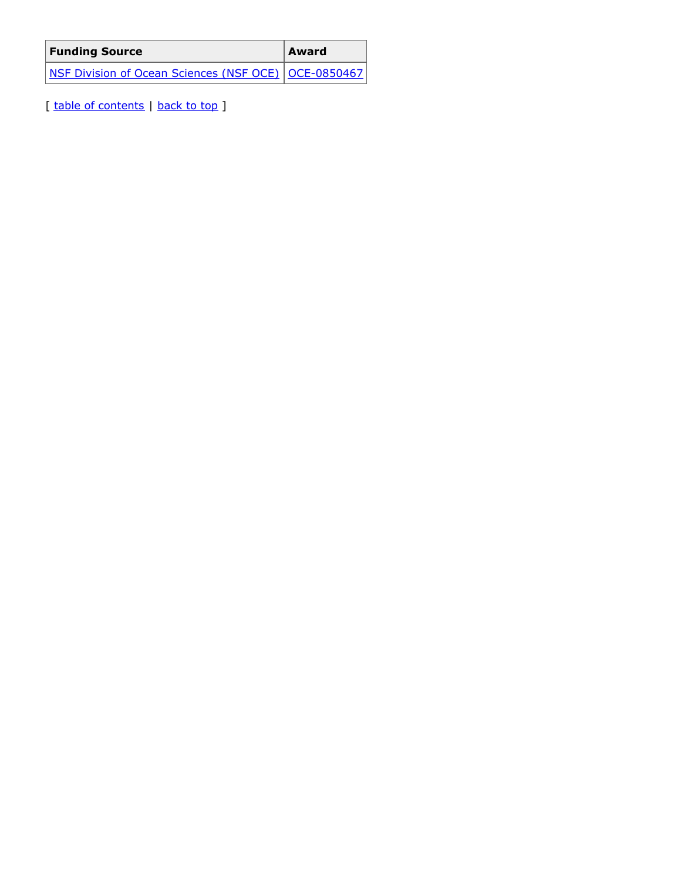| Funding Source | Award |
| --- | --- |
| NSF Division of Ocean Sciences (NSF OCE) | OCE-0850467 |

[ table of contents | back to top ]